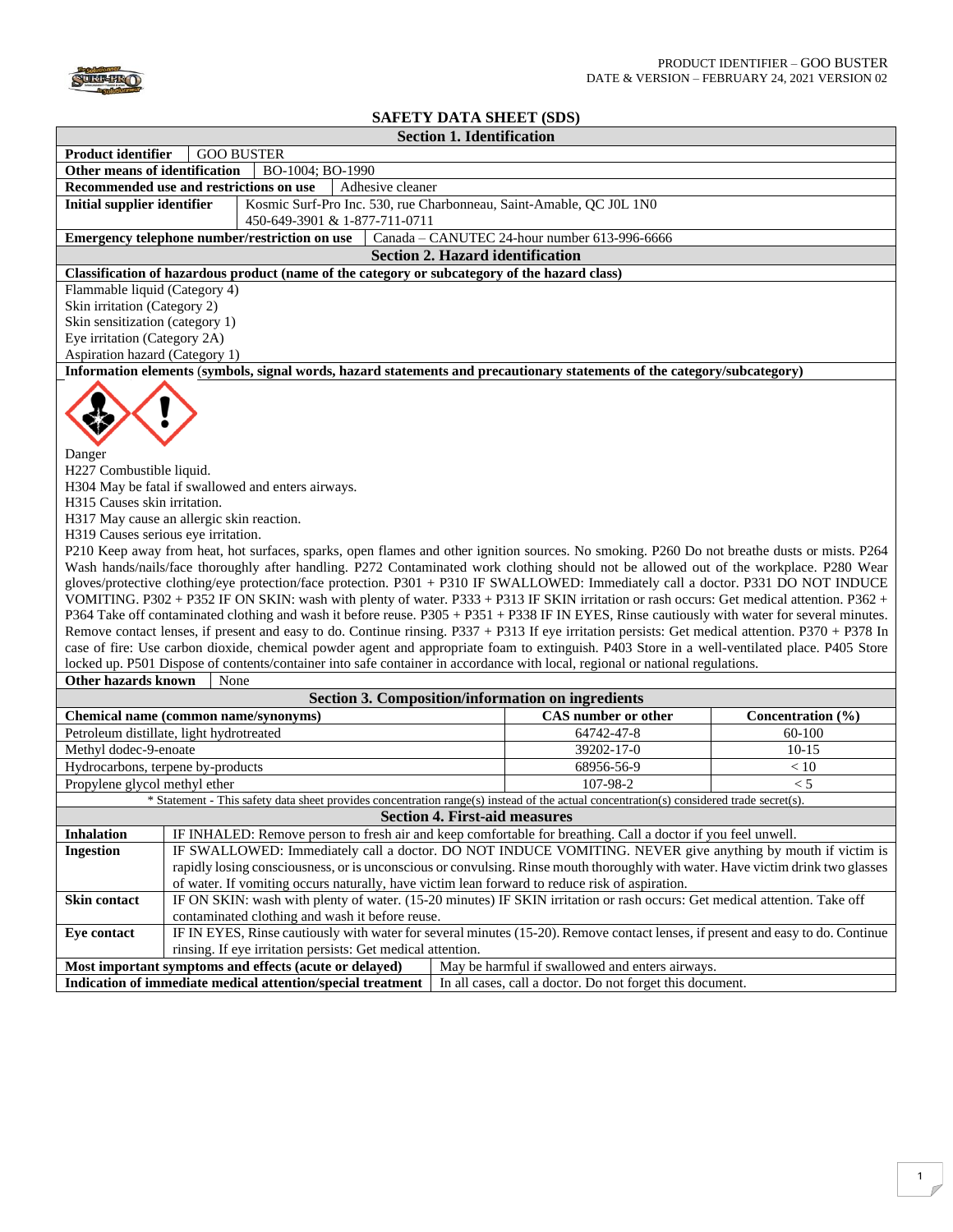# SAFETY DATA SHEET (SDS)

## Section 1. Identification

| | |
|---|---|
| **Product identifier** | GOO BUSTER |
| **Other means of identification** | BO-1004; BO-1990 |
| **Recommended use and restrictions on use** | Adhesive cleaner |
| **Initial supplier identifier** | Kosmic Surf-Pro Inc. 530, rue Charbonneau, Saint-Amable, QC J0L 1N0<br>450-649-3901 & 1-877-711-0711 |
| **Emergency telephone number/restriction on use** | Canada – CANUTEC 24-hour number 613-996-6666 |

## Section 2. Hazard identification

**Classification of hazardous product (name of the category or subcategory of the hazard class)**

Flammable liquid (Category 4)
Skin irritation (Category 2)
Skin sensitization (category 1)
Eye irritation (Category 2A)
Aspiration hazard (Category 1)

**Information elements (symbols, signal words, hazard statements and precautionary statements of the category/subcategory)**

Danger
H227 Combustible liquid.
H304 May be fatal if swallowed and enters airways.
H315 Causes skin irritation.
H317 May cause an allergic skin reaction.
H319 Causes serious eye irritation.

P210 Keep away from heat, hot surfaces, sparks, open flames and other ignition sources. No smoking. P260 Do not breathe dusts or mists. P264 Wash hands/nails/face thoroughly after handling. P272 Contaminated work clothing should not be allowed out of the workplace. P280 Wear gloves/protective clothing/eye protection/face protection. P301 + P310 IF SWALLOWED: Immediately call a doctor. P331 DO NOT INDUCE VOMITING. P302 + P352 IF ON SKIN: wash with plenty of water. P333 + P313 IF SKIN irritation or rash occurs: Get medical attention. P362 + P364 Take off contaminated clothing and wash it before reuse. P305 + P351 + P338 IF IN EYES, Rinse cautiously with water for several minutes. Remove contact lenses, if present and easy to do. Continue rinsing. P337 + P313 If eye irritation persists: Get medical attention. P370 + P378 In case of fire: Use carbon dioxide, chemical powder agent and appropriate foam to extinguish. P403 Store in a well-ventilated place. P405 Store locked up. P501 Dispose of contents/container into safe container in accordance with local, regional or national regulations.

**Other hazards known** None

## Section 3. Composition/information on ingredients

| Chemical name (common name/synonyms) | CAS number or other | Concentration (%) |
|---|---|---|
| Petroleum distillate, light hydrotreated | 64742-47-8 | 60-100 |
| Methyl dodec-9-enoate | 39202-17-0 | 10-15 |
| Hydrocarbons, terpene by-products | 68956-56-9 | < 10 |
| Propylene glycol methyl ether | 107-98-2 | < 5 |

* Statement - This safety data sheet provides concentration range(s) instead of the actual concentration(s) considered trade secret(s).

## Section 4. First-aid measures

| | |
|---|---|
| **Inhalation** | IF INHALED: Remove person to fresh air and keep comfortable for breathing. Call a doctor if you feel unwell. |
| **Ingestion** | IF SWALLOWED: Immediately call a doctor. DO NOT INDUCE VOMITING. NEVER give anything by mouth if victim is rapidly losing consciousness, or is unconscious or convulsing. Rinse mouth thoroughly with water. Have victim drink two glasses of water. If vomiting occurs naturally, have victim lean forward to reduce risk of aspiration. |
| **Skin contact** | IF ON SKIN: wash with plenty of water. (15-20 minutes) IF SKIN irritation or rash occurs: Get medical attention. Take off contaminated clothing and wash it before reuse. |
| **Eye contact** | IF IN EYES, Rinse cautiously with water for several minutes (15-20). Remove contact lenses, if present and easy to do. Continue rinsing. If eye irritation persists: Get medical attention. |
| **Most important symptoms and effects (acute or delayed)** | May be harmful if swallowed and enters airways. |
| **Indication of immediate medical attention/special treatment** | In all cases, call a doctor. Do not forget this document. |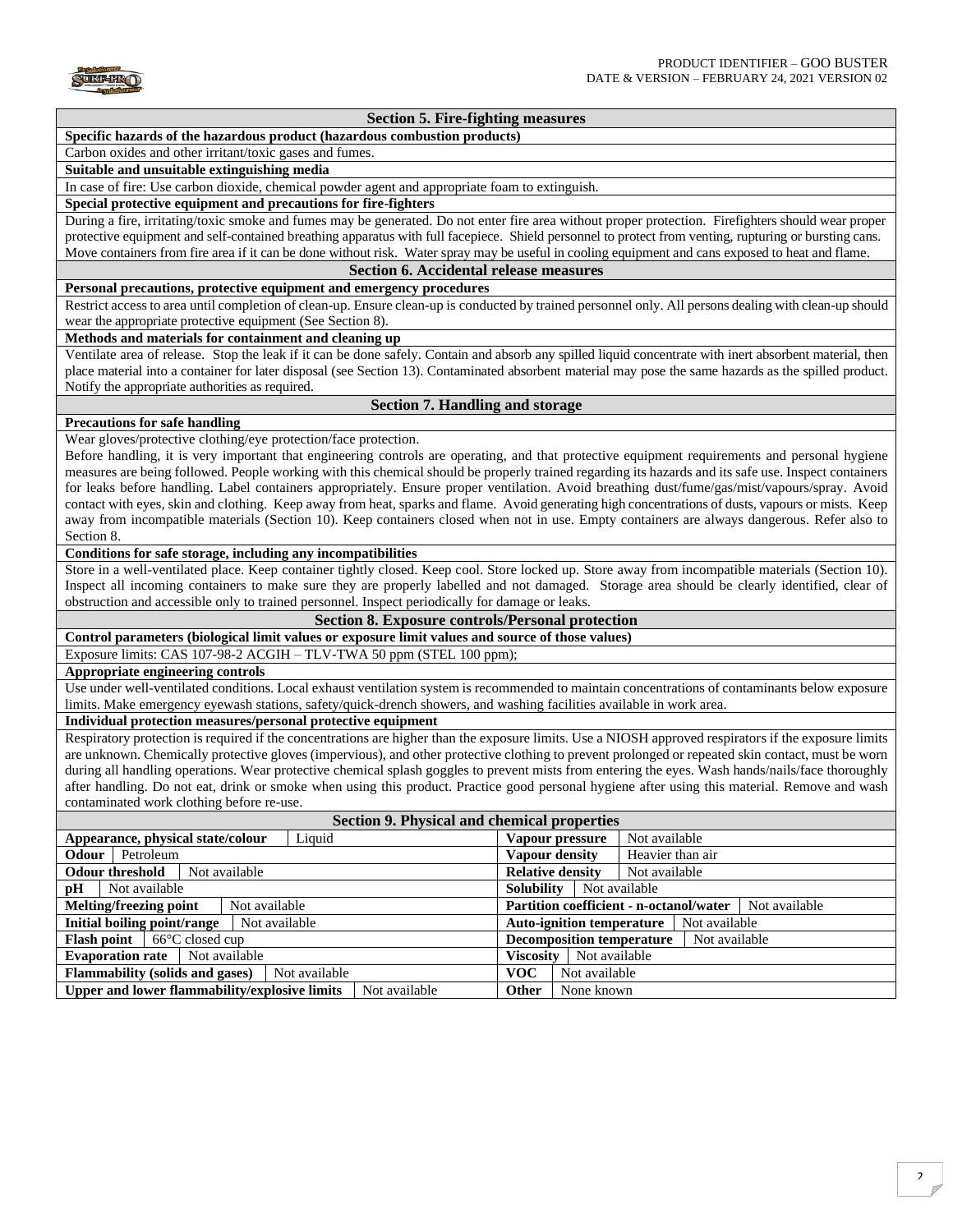## Section 5. Fire-fighting measures

**Specific hazards of the hazardous product (hazardous combustion products)**

Carbon oxides and other irritant/toxic gases and fumes.

**Suitable and unsuitable extinguishing media**

In case of fire: Use carbon dioxide, chemical powder agent and appropriate foam to extinguish.

**Special protective equipment and precautions for fire-fighters**

During a fire, irritating/toxic smoke and fumes may be generated. Do not enter fire area without proper protection. Firefighters should wear proper protective equipment and self-contained breathing apparatus with full facepiece. Shield personnel to protect from venting, rupturing or bursting cans. Move containers from fire area if it can be done without risk. Water spray may be useful in cooling equipment and cans exposed to heat and flame.

## Section 6. Accidental release measures

**Personal precautions, protective equipment and emergency procedures**

Restrict access to area until completion of clean-up. Ensure clean-up is conducted by trained personnel only. All persons dealing with clean-up should wear the appropriate protective equipment (See Section 8).

**Methods and materials for containment and cleaning up**

Ventilate area of release. Stop the leak if it can be done safely. Contain and absorb any spilled liquid concentrate with inert absorbent material, then place material into a container for later disposal (see Section 13). Contaminated absorbent material may pose the same hazards as the spilled product. Notify the appropriate authorities as required.

## Section 7. Handling and storage

**Precautions for safe handling**

Wear gloves/protective clothing/eye protection/face protection.

Before handling, it is very important that engineering controls are operating, and that protective equipment requirements and personal hygiene measures are being followed. People working with this chemical should be properly trained regarding its hazards and its safe use. Inspect containers for leaks before handling. Label containers appropriately. Ensure proper ventilation. Avoid breathing dust/fume/gas/mist/vapours/spray. Avoid contact with eyes, skin and clothing. Keep away from heat, sparks and flame. Avoid generating high concentrations of dusts, vapours or mists. Keep away from incompatible materials (Section 10). Keep containers closed when not in use. Empty containers are always dangerous. Refer also to Section 8.

**Conditions for safe storage, including any incompatibilities**

Store in a well-ventilated place. Keep container tightly closed. Keep cool. Store locked up. Store away from incompatible materials (Section 10). Inspect all incoming containers to make sure they are properly labelled and not damaged. Storage area should be clearly identified, clear of obstruction and accessible only to trained personnel. Inspect periodically for damage or leaks.

## Section 8. Exposure controls/Personal protection

**Control parameters (biological limit values or exposure limit values and source of those values)**

Exposure limits: CAS 107-98-2 ACGIH – TLV-TWA 50 ppm (STEL 100 ppm);

**Appropriate engineering controls**

Use under well-ventilated conditions. Local exhaust ventilation system is recommended to maintain concentrations of contaminants below exposure limits. Make emergency eyewash stations, safety/quick-drench showers, and washing facilities available in work area.

**Individual protection measures/personal protective equipment**

Respiratory protection is required if the concentrations are higher than the exposure limits. Use a NIOSH approved respirators if the exposure limits are unknown. Chemically protective gloves (impervious), and other protective clothing to prevent prolonged or repeated skin contact, must be worn during all handling operations. Wear protective chemical splash goggles to prevent mists from entering the eyes. Wash hands/nails/face thoroughly after handling. Do not eat, drink or smoke when using this product. Practice good personal hygiene after using this material. Remove and wash contaminated work clothing before re-use.

## Section 9. Physical and chemical properties

| Property | Value | Property | Value |
|---|---|---|---|
| **Appearance, physical state/colour** | Liquid | **Vapour pressure** | Not available |
| **Odour** | Petroleum | **Vapour density** | Heavier than air |
| **Odour threshold** | Not available | **Relative density** | Not available |
| **pH** | Not available | **Solubility** | Not available |
| **Melting/freezing point** | Not available | **Partition coefficient - n-octanol/water** | Not available |
| **Initial boiling point/range** | Not available | **Auto-ignition temperature** | Not available |
| **Flash point** | 66°C closed cup | **Decomposition temperature** | Not available |
| **Evaporation rate** | Not available | **Viscosity** | Not available |
| **Flammability (solids and gases)** | Not available | **VOC** | Not available |
| **Upper and lower flammability/explosive limits** | Not available | **Other** | None known |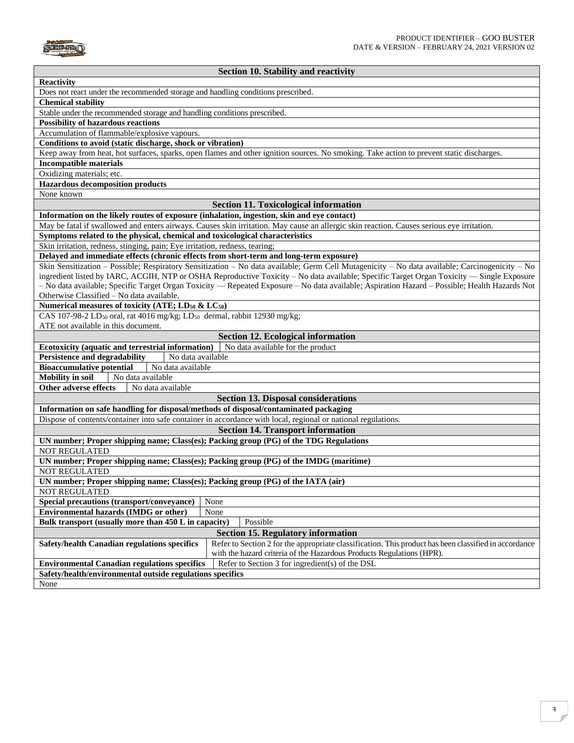## Section 10. Stability and reactivity

**Reactivity**

Does not react under the recommended storage and handling conditions prescribed.

**Chemical stability**

Stable under the recommended storage and handling conditions prescribed.

**Possibility of hazardous reactions**

Accumulation of flammable/explosive vapours.

**Conditions to avoid (static discharge, shock or vibration)**

Keep away from heat, hot surfaces, sparks, open flames and other ignition sources. No smoking. Take action to prevent static discharges.

**Incompatible materials**

Oxidizing materials; etc.

**Hazardous decomposition products**

None known

## Section 11. Toxicological information

**Information on the likely routes of exposure (inhalation, ingestion, skin and eye contact)**

May be fatal if swallowed and enters airways. Causes skin irritation. May cause an allergic skin reaction. Causes serious eye irritation.

**Symptoms related to the physical, chemical and toxicological characteristics**

Skin irritation, redness, stinging, pain; Eye irritation, redness, tearing;

**Delayed and immediate effects (chronic effects from short-term and long-term exposure)**

Skin Sensitization – Possible; Respiratory Sensitization – No data available; Germ Cell Mutagenicity – No data available; Carcinogenicity – No ingredient listed by IARC, ACGIH, NTP or OSHA Reproductive Toxicity – No data available; Specific Target Organ Toxicity — Single Exposure – No data available; Specific Target Organ Toxicity — Repeated Exposure – No data available; Aspiration Hazard – Possible; Health Hazards Not Otherwise Classified – No data available.

**Numerical measures of toxicity (ATE; $LD_{50}$ & $LC_{50}$)**

CAS 107-98-2 $LD_{50}$ oral, rat 4016 mg/kg; $LD_{50}$ dermal, rabbit 12930 mg/kg;
ATE not available in this document.

## Section 12. Ecological information

| | |
|---|---|
| **Ecotoxicity (aquatic and terrestrial information)** | No data available for the product |
| **Persistence and degradability** | No data available |
| **Bioaccumulative potential** | No data available |
| **Mobility in soil** | No data available |
| **Other adverse effects** | No data available |

## Section 13. Disposal considerations

**Information on safe handling for disposal/methods of disposal/contaminated packaging**

Dispose of contents/container into safe container in accordance with local, regional or national regulations.

## Section 14. Transport information

**UN number; Proper shipping name; Class(es); Packing group (PG) of the TDG Regulations**

NOT REGULATED

**UN number; Proper shipping name; Class(es); Packing group (PG) of the IMDG (maritime)**

NOT REGULATED

**UN number; Proper shipping name; Class(es); Packing group (PG) of the IATA (air)**

NOT REGULATED

| | |
|---|---|
| **Special precautions (transport/conveyance)** | None |
| **Environmental hazards (IMDG or other)** | None |
| **Bulk transport (usually more than 450 L in capacity)** | Possible |

## Section 15. Regulatory information

| | |
|---|---|
| **Safety/health Canadian regulations specifics** | Refer to Section 2 for the appropriate classification. This product has been classified in accordance with the hazard criteria of the Hazardous Products Regulations (HPR). |
| **Environmental Canadian regulations specifics** | Refer to Section 3 for ingredient(s) of the DSL |

**Safety/health/environmental outside regulations specifics**

None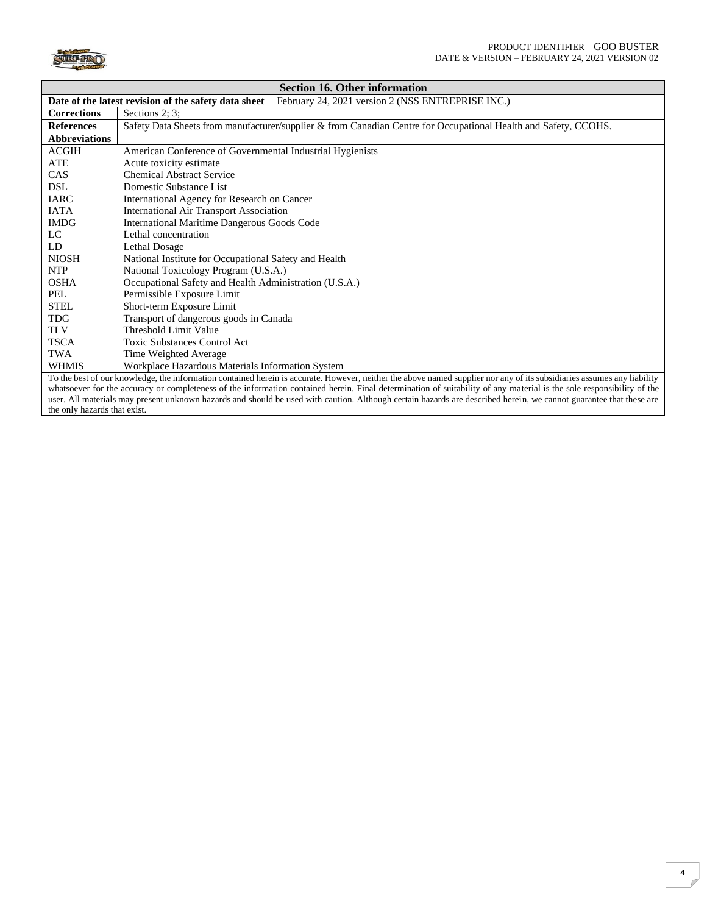## Section 16. Other information

| | |
|---|---|
| **Date of the latest revision of the safety data sheet** | February 24, 2021 version 2 (NSS ENTREPRISE INC.) |
| **Corrections** | Sections 2; 3; |
| **References** | Safety Data Sheets from manufacturer/supplier & from Canadian Centre for Occupational Health and Safety, CCOHS. |
| **Abbreviations** | |
| ACGIH | American Conference of Governmental Industrial Hygienists |
| ATE | Acute toxicity estimate |
| CAS | Chemical Abstract Service |
| DSL | Domestic Substance List |
| IARC | International Agency for Research on Cancer |
| IATA | International Air Transport Association |
| IMDG | International Maritime Dangerous Goods Code |
| LC | Lethal concentration |
| LD | Lethal Dosage |
| NIOSH | National Institute for Occupational Safety and Health |
| NTP | National Toxicology Program (U.S.A.) |
| OSHA | Occupational Safety and Health Administration (U.S.A.) |
| PEL | Permissible Exposure Limit |
| STEL | Short-term Exposure Limit |
| TDG | Transport of dangerous goods in Canada |
| TLV | Threshold Limit Value |
| TSCA | Toxic Substances Control Act |
| TWA | Time Weighted Average |
| WHMIS | Workplace Hazardous Materials Information System |

To the best of our knowledge, the information contained herein is accurate. However, neither the above named supplier nor any of its subsidiaries assumes any liability whatsoever for the accuracy or completeness of the information contained herein. Final determination of suitability of any material is the sole responsibility of the user. All materials may present unknown hazards and should be used with caution. Although certain hazards are described herein, we cannot guarantee that these are the only hazards that exist.